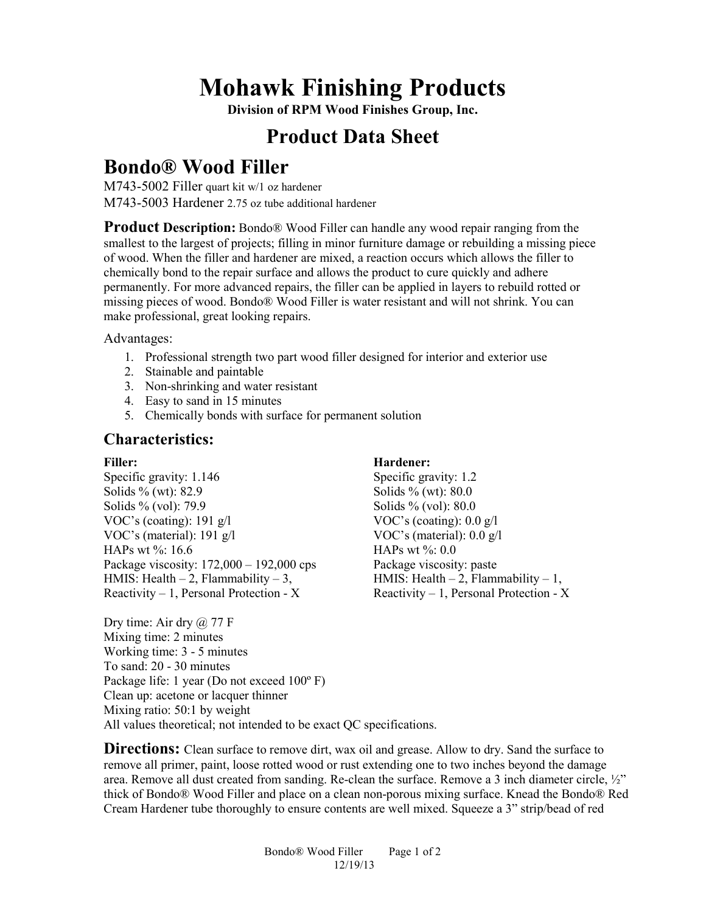# Mohawk Finishing Products

**Division of RPM Wood Finishes Group, Inc.**

## Product Data Sheet

## Bondo® Wood Filler

M743-5002 Filler quart kit w/1 oz hardener
M743-5003 Hardener 2.75 oz tube additional hardener

**Product Description:** Bondo® Wood Filler can handle any wood repair ranging from the smallest to the largest of projects; filling in minor furniture damage or rebuilding a missing piece of wood. When the filler and hardener are mixed, a reaction occurs which allows the filler to chemically bond to the repair surface and allows the product to cure quickly and adhere permanently. For more advanced repairs, the filler can be applied in layers to rebuild rotted or missing pieces of wood. Bondo® Wood Filler is water resistant and will not shrink. You can make professional, great looking repairs.

Advantages:

1. Professional strength two part wood filler designed for interior and exterior use
2. Stainable and paintable
3. Non-shrinking and water resistant
4. Easy to sand in 15 minutes
5. Chemically bonds with surface for permanent solution

### Characteristics:

**Filler:**
Specific gravity: 1.146
Solids % (wt): 82.9
Solids % (vol): 79.9
VOC's (coating): 191 g/l
VOC's (material): 191 g/l
HAPs wt %: 16.6
Package viscosity: 172,000 – 192,000 cps
HMIS: Health – 2, Flammability – 3, Reactivity – 1, Personal Protection - X

**Hardener:**
Specific gravity: 1.2
Solids % (wt): 80.0
Solids % (vol): 80.0
VOC's (coating): 0.0 g/l
VOC's (material): 0.0 g/l
HAPs wt %: 0.0
Package viscosity: paste
HMIS: Health – 2, Flammability – 1, Reactivity – 1, Personal Protection - X

Dry time: Air dry @ 77 F
Mixing time: 2 minutes
Working time: 3 - 5 minutes
To sand: 20 - 30 minutes
Package life: 1 year (Do not exceed 100º F)
Clean up: acetone or lacquer thinner
Mixing ratio: 50:1 by weight
All values theoretical; not intended to be exact QC specifications.

**Directions:** Clean surface to remove dirt, wax oil and grease. Allow to dry. Sand the surface to remove all primer, paint, loose rotted wood or rust extending one to two inches beyond the damage area. Remove all dust created from sanding. Re-clean the surface. Remove a 3 inch diameter circle, ½" thick of Bondo® Wood Filler and place on a clean non-porous mixing surface. Knead the Bondo® Red Cream Hardener tube thoroughly to ensure contents are well mixed. Squeeze a 3" strip/bead of red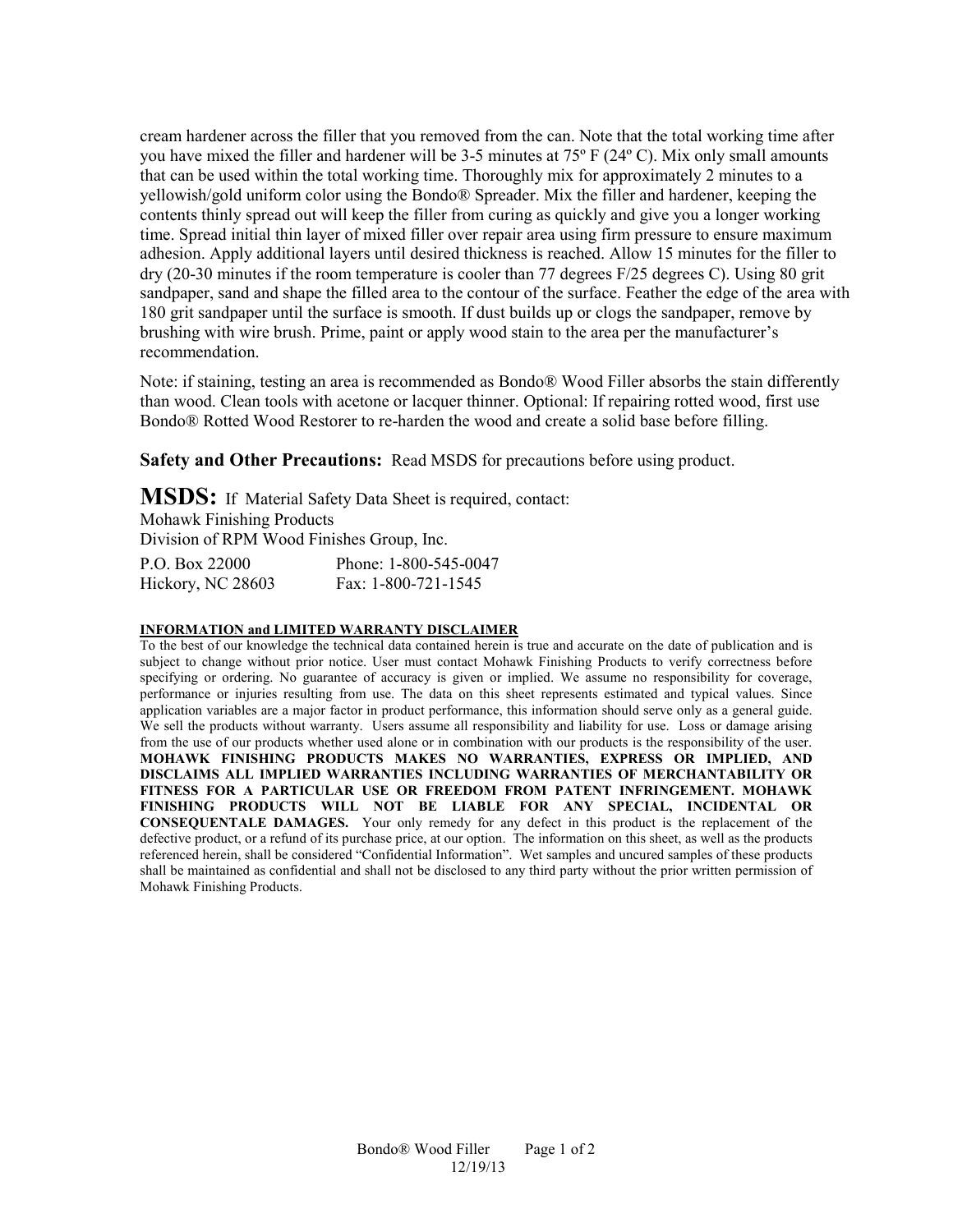cream hardener across the filler that you removed from the can. Note that the total working time after you have mixed the filler and hardener will be 3-5 minutes at 75º F (24º C). Mix only small amounts that can be used within the total working time. Thoroughly mix for approximately 2 minutes to a yellowish/gold uniform color using the Bondo® Spreader. Mix the filler and hardener, keeping the contents thinly spread out will keep the filler from curing as quickly and give you a longer working time. Spread initial thin layer of mixed filler over repair area using firm pressure to ensure maximum adhesion. Apply additional layers until desired thickness is reached. Allow 15 minutes for the filler to dry (20-30 minutes if the room temperature is cooler than 77 degrees F/25 degrees C). Using 80 grit sandpaper, sand and shape the filled area to the contour of the surface. Feather the edge of the area with 180 grit sandpaper until the surface is smooth. If dust builds up or clogs the sandpaper, remove by brushing with wire brush. Prime, paint or apply wood stain to the area per the manufacturer's recommendation.

Note: if staining, testing an area is recommended as Bondo® Wood Filler absorbs the stain differently than wood. Clean tools with acetone or lacquer thinner. Optional: If repairing rotted wood, first use Bondo® Rotted Wood Restorer to re-harden the wood and create a solid base before filling.

**Safety and Other Precautions:** Read MSDS for precautions before using product.

**MSDS:** If Material Safety Data Sheet is required, contact:
Mohawk Finishing Products
Division of RPM Wood Finishes Group, Inc.

P.O. Box 22000 &nbsp;&nbsp;&nbsp; Phone: 1-800-545-0047
Hickory, NC 28603 &nbsp;&nbsp;&nbsp; Fax: 1-800-721-1545

**INFORMATION and LIMITED WARRANTY DISCLAIMER**

To the best of our knowledge the technical data contained herein is true and accurate on the date of publication and is subject to change without prior notice. User must contact Mohawk Finishing Products to verify correctness before specifying or ordering. No guarantee of accuracy is given or implied. We assume no responsibility for coverage, performance or injuries resulting from use. The data on this sheet represents estimated and typical values. Since application variables are a major factor in product performance, this information should serve only as a general guide. We sell the products without warranty. Users assume all responsibility and liability for use. Loss or damage arising from the use of our products whether used alone or in combination with our products is the responsibility of the user. **MOHAWK FINISHING PRODUCTS MAKES NO WARRANTIES, EXPRESS OR IMPLIED, AND DISCLAIMS ALL IMPLIED WARRANTIES INCLUDING WARRANTIES OF MERCHANTABILITY OR FITNESS FOR A PARTICULAR USE OR FREEDOM FROM PATENT INFRINGEMENT. MOHAWK FINISHING PRODUCTS WILL NOT BE LIABLE FOR ANY SPECIAL, INCIDENTAL OR CONSEQUENTALE DAMAGES.** Your only remedy for any defect in this product is the replacement of the defective product, or a refund of its purchase price, at our option. The information on this sheet, as well as the products referenced herein, shall be considered "Confidential Information". Wet samples and uncured samples of these products shall be maintained as confidential and shall not be disclosed to any third party without the prior written permission of Mohawk Finishing Products.